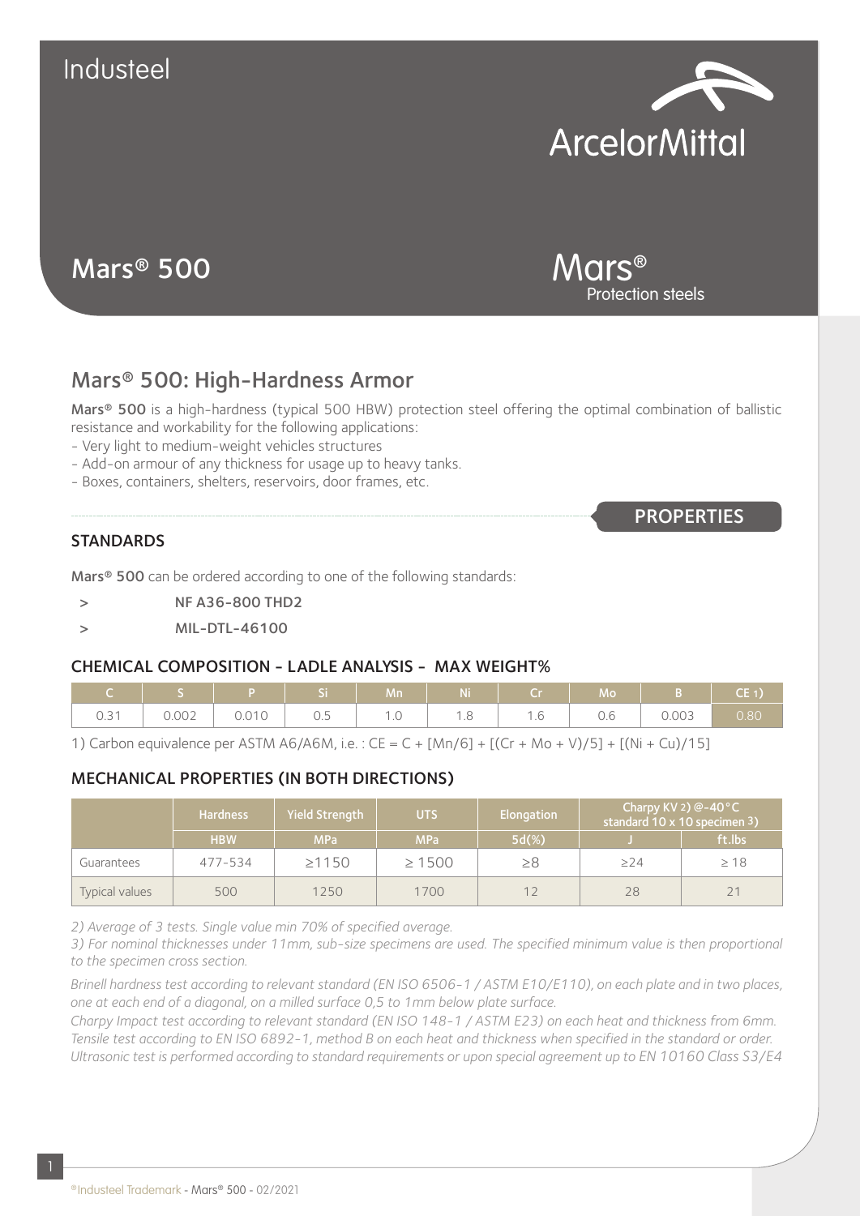Industeel

ArcelorMittal

# Mars® 500

Mars® Protection steels

## Mars® 500: High-Hardness Armor

**Mars® 500** is a high-hardness (typical 500 HBW) protection steel offering the optimal combination of ballistic resistance and workability for the following applications:
- Very light to medium-weight vehicles structures
- Add-on armour of any thickness for usage up to heavy tanks.
- Boxes, containers, shelters, reservoirs, door frames, etc.

**PROPERTIES**

### STANDARDS

**Mars® 500** can be ordered according to one of the following standards:

- > **NF A36-800 THD2**
- > **MIL-DTL-46100**

### CHEMICAL COMPOSITION - LADLE ANALYSIS - MAX WEIGHT%

| C | S | P | Si | Mn | Ni | Cr | Mo | B | CE 1) |
|---|---|---|---|---|---|---|---|---|---|
| 0.31 | 0.002 | 0.010 | 0.5 | 1.0 | 1.8 | 1.6 | 0.6 | 0.003 | 0.80 |

1) Carbon equivalence per ASTM A6/A6M, i.e. : CE = C + [Mn/6] + [(Cr + Mo + V)/5] + [(Ni + Cu)/15]

### MECHANICAL PROPERTIES (IN BOTH DIRECTIONS)

| | Hardness | Yield Strength | UTS | Elongation | Charpy KV 2) @-40°C standard 10 x 10 specimen 3) | |
|---|---|---|---|---|---|---|
| | HBW | MPa | MPa | 5d(%) | J | ft.lbs |
| Guarantees | 477-534 | ≥1150 | ≥ 1500 | ≥8 | ≥24 | ≥ 18 |
| Typical values | 500 | 1250 | 1700 | 12 | 28 | 21 |

*2) Average of 3 tests. Single value min 70% of specified average.*

*3) For nominal thicknesses under 11mm, sub-size specimens are used. The specified minimum value is then proportional to the specimen cross section.*

*Brinell hardness test according to relevant standard (EN ISO 6506-1 / ASTM E10/E110), on each plate and in two places, one at each end of a diagonal, on a milled surface 0,5 to 1mm below plate surface.*

*Charpy Impact test according to relevant standard (EN ISO 148-1 / ASTM E23) on each heat and thickness from 6mm.*

*Tensile test according to EN ISO 6892-1, method B on each heat and thickness when specified in the standard or order.*

*Ultrasonic test is performed according to standard requirements or upon special agreement up to EN 10160 Class S3/E4*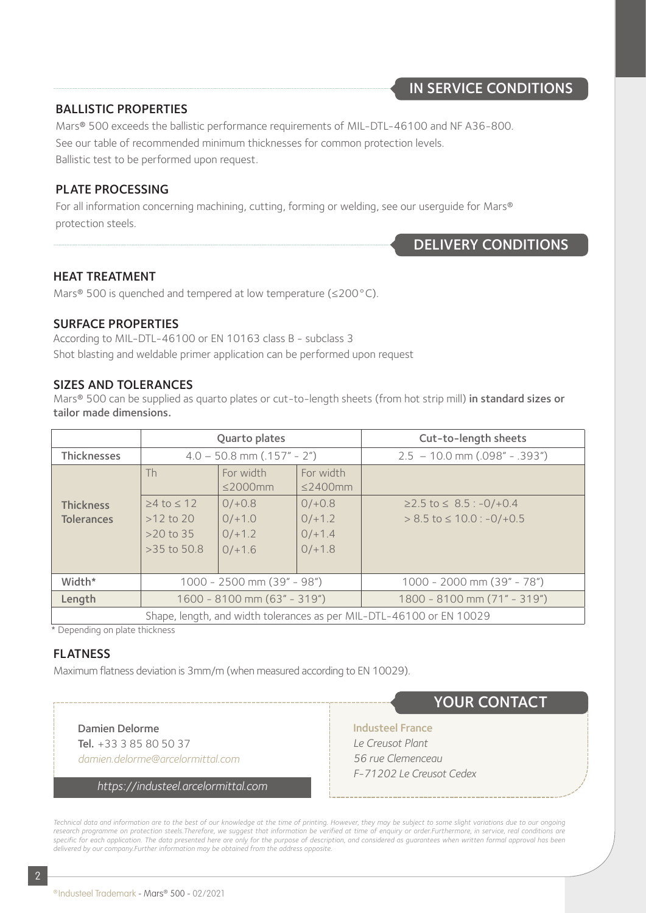## IN SERVICE CONDITIONS

### BALLISTIC PROPERTIES

Mars® 500 exceeds the ballistic performance requirements of MIL-DTL-46100 and NF A36-800.
See our table of recommended minimum thicknesses for common protection levels.
Ballistic test to be performed upon request.

### PLATE PROCESSING

For all information concerning machining, cutting, forming or welding, see our userguide for Mars® protection steels.

## DELIVERY CONDITIONS

### HEAT TREATMENT

Mars® 500 is quenched and tempered at low temperature (≤200°C).

### SURFACE PROPERTIES

According to MIL-DTL-46100 or EN 10163 class B - subclass 3
Shot blasting and weldable primer application can be performed upon request

### SIZES AND TOLERANCES

Mars® 500 can be supplied as quarto plates or cut-to-length sheets (from hot strip mill) **in standard sizes or tailor made dimensions.**

| | Quarto plates | | | Cut-to-length sheets |
|---|---|---|---|---|
| **Thicknesses** | 4.0 – 50.8 mm (.157" - 2") | | | 2.5 – 10.0 mm (.098" - .393") |
| **Thickness Tolerances** | Th | For width ≤2000mm | For width ≤2400mm | |
| | ≥4 to ≤ 12<br>>12 to 20<br>>20 to 35<br>>35 to 50.8 | 0/+0.8<br>0/+1.0<br>0/+1.2<br>0/+1.6 | 0/+0.8<br>0/+1.2<br>0/+1.4<br>0/+1.8 | ≥2.5 to ≤ 8.5 : -0/+0.4<br>> 8.5 to ≤ 10.0 : -0/+0.5 |
| **Width*** | 1000 - 2500 mm (39" - 98") | | | 1000 - 2000 mm (39" - 78") |
| **Length** | 1600 - 8100 mm (63" - 319") | | | 1800 - 8100 mm (71" - 319") |
| Shape, length, and width tolerances as per MIL-DTL-46100 or EN 10029 | | | | |

\* Depending on plate thickness

### FLATNESS

Maximum flatness deviation is 3mm/m (when measured according to EN 10029).

## YOUR CONTACT

**Damien Delorme**
**Tel.** +33 3 85 80 50 37
*damien.delorme@arcelormittal.com*

*https://industeel.arcelormittal.com*

**Industeel France**
*Le Creusot Plant*
*56 rue Clemenceau*
*F-71202 Le Creusot Cedex*

*Technical data and information are to the best of our knowledge at the time of printing. However, they may be subject to some slight variations due to our ongoing research programme on protection steels.Therefore, we suggest that information be verified at time of enquiry or order.Furthermore, in service, real conditions are specific for each application. The data presented here are only for the purpose of description, and considered as guarantees when written formal approval has been delivered by our company.Further information may be obtained from the address opposite.*

®Industeel Trademark - Mars® 500 - 02/2021